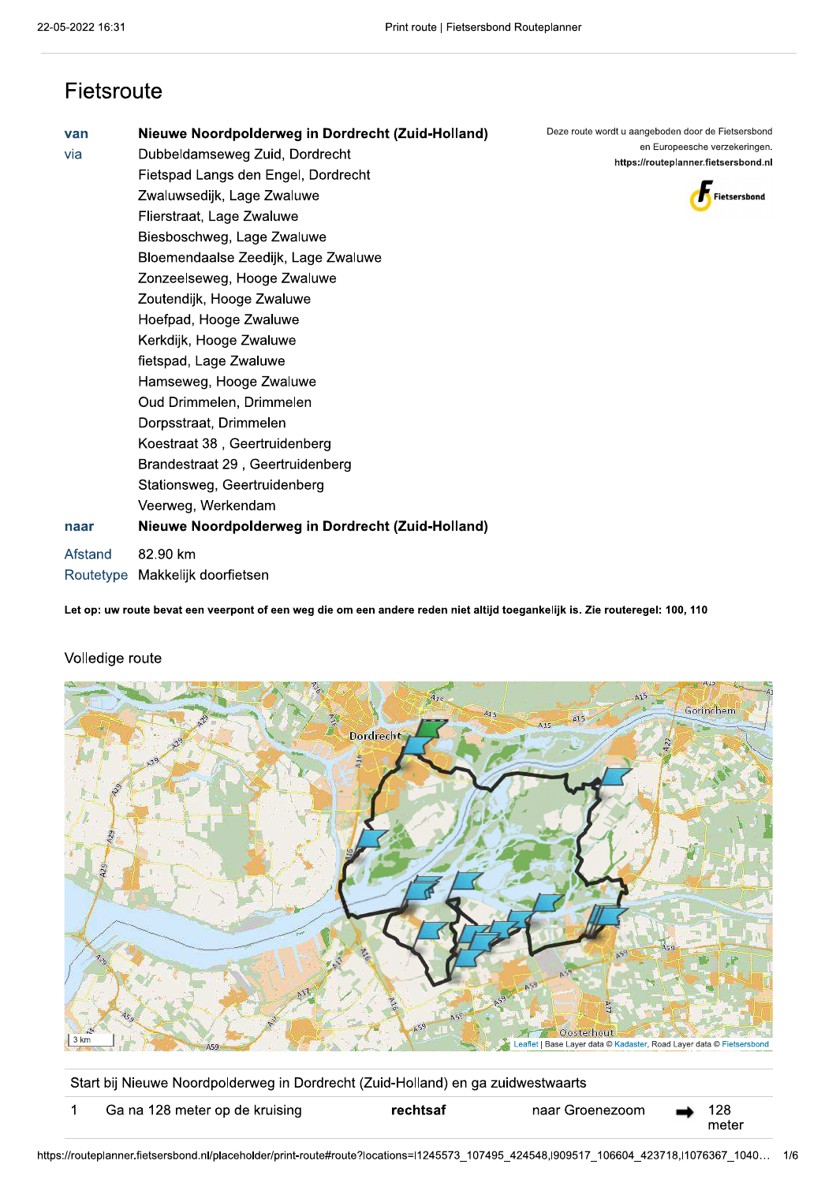# Fietsroute

| | |
|---|---|
| **van** | **Nieuwe Noordpolderweg in Dordrecht (Zuid-Holland)** |
| via | Dubbeldamseweg Zuid, Dordrecht |
| | Fietspad Langs den Engel, Dordrecht |
| | Zwaluwsedijk, Lage Zwaluwe |
| | Flierstraat, Lage Zwaluwe |
| | Biesboschweg, Lage Zwaluwe |
| | Bloemendaalse Zeedijk, Lage Zwaluwe |
| | Zonzeelseweg, Hooge Zwaluwe |
| | Zoutendijk, Hooge Zwaluwe |
| | Hoefpad, Hooge Zwaluwe |
| | Kerkdijk, Hooge Zwaluwe |
| | fietspad, Lage Zwaluwe |
| | Hamseweg, Hooge Zwaluwe |
| | Oud Drimmelen, Drimmelen |
| | Dorpsstraat, Drimmelen |
| | Koestraat 38 , Geertruidenberg |
| | Brandestraat 29 , Geertruidenberg |
| | Stationsweg, Geertruidenberg |
| | Veerweg, Werkendam |
| **naar** | **Nieuwe Noordpolderweg in Dordrecht (Zuid-Holland)** |

Deze route wordt u aangeboden door de Fietsersbond en Europeesche verzekeringen.
**https://routeplanner.fietsersbond.nl**

| | |
|---|---|
| Afstand | 82.90 km |
| Routetype | Makkelijk doorfietsen |

**Let op: uw route bevat een veerpont of een weg die om een andere reden niet altijd toegankelijk is. Zie routeregel: 100, 110**

## Volledige route

3 km | Leaflet | Base Layer data © Kadaster, Road Layer data © Fietsersbond

Start bij Nieuwe Noordpolderweg in Dordrecht (Zuid-Holland) en ga zuidwestwaarts

| | | | | |
|---|---|---|---|---|
| 1 | Ga na 128 meter op de kruising | **rechtsaf** | naar Groenezoom | ➡ 128 meter |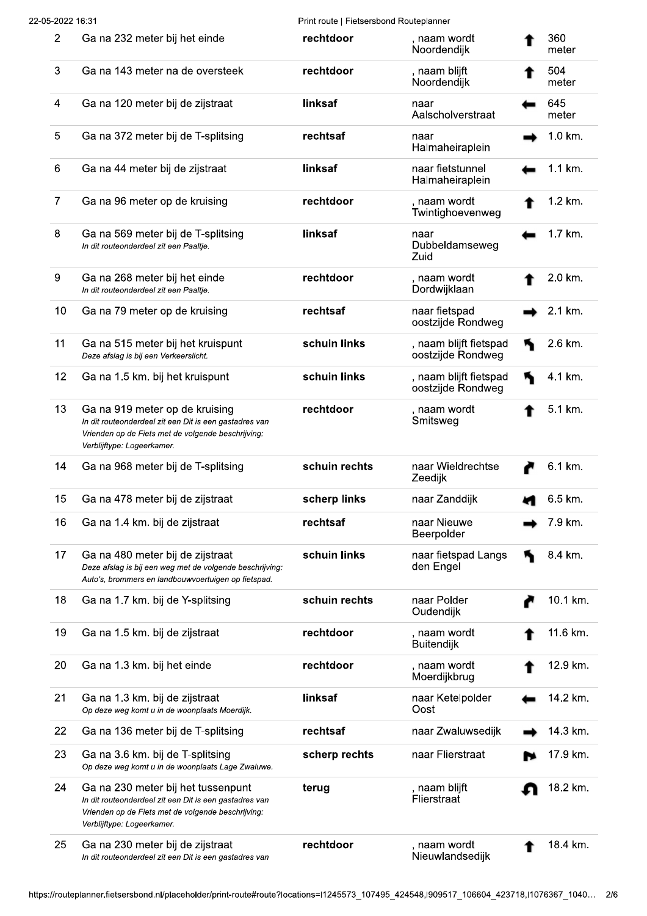| | | | | | |
|---|---|---|---|---|---|
| 2 | Ga na 232 meter bij het einde | **rechtdoor** | , naam wordt Noordendijk | ↑ | 360 meter |
| 3 | Ga na 143 meter na de oversteek | **rechtdoor** | , naam blijft Noordendijk | ↑ | 504 meter |
| 4 | Ga na 120 meter bij de zijstraat | **linksaf** | naar Aalscholverstraat | ← | 645 meter |
| 5 | Ga na 372 meter bij de T-splitsing | **rechtsaf** | naar Halmaheiraplein | → | 1.0 km. |
| 6 | Ga na 44 meter bij de zijstraat | **linksaf** | naar fietstunnel Halmaheiraplein | ← | 1.1 km. |
| 7 | Ga na 96 meter op de kruising | **rechtdoor** | , naam wordt Twintighoevenweg | ↑ | 1.2 km. |
| 8 | Ga na 569 meter bij de T-splitsing<br>*In dit routeonderdeel zit een Paaltje.* | **linksaf** | naar Dubbeldamseweg Zuid | ← | 1.7 km. |
| 9 | Ga na 268 meter bij het einde<br>*In dit routeonderdeel zit een Paaltje.* | **rechtdoor** | , naam wordt Dordwijklaan | ↑ | 2.0 km. |
| 10 | Ga na 79 meter op de kruising | **rechtsaf** | naar fietspad oostzijde Rondweg | → | 2.1 km. |
| 11 | Ga na 515 meter bij het kruispunt<br>*Deze afslag is bij een Verkeerslicht.* | **schuin links** | , naam blijft fietspad oostzijde Rondweg | ↖ | 2.6 km. |
| 12 | Ga na 1.5 km. bij het kruispunt | **schuin links** | , naam blijft fietspad oostzijde Rondweg | ↖ | 4.1 km. |
| 13 | Ga na 919 meter op de kruising<br>*In dit routeonderdeel zit een Dit is een gastadres van Vrienden op de Fiets met de volgende beschrijving: Verblijftype: Logeerkamer.* | **rechtdoor** | , naam wordt Smitsweg | ↑ | 5.1 km. |
| 14 | Ga na 968 meter bij de T-splitsing | **schuin rechts** | naar Wieldrechtse Zeedijk | ↗ | 6.1 km. |
| 15 | Ga na 478 meter bij de zijstraat | **scherp links** | naar Zanddijk | ↙ | 6.5 km. |
| 16 | Ga na 1.4 km. bij de zijstraat | **rechtsaf** | naar Nieuwe Beerpolder | → | 7.9 km. |
| 17 | Ga na 480 meter bij de zijstraat<br>*Deze afslag is bij een weg met de volgende beschrijving: Auto's, brommers en landbouwvoertuigen op fietspad.* | **schuin links** | naar fietspad Langs den Engel | ↖ | 8.4 km. |
| 18 | Ga na 1.7 km. bij de Y-splitsing | **schuin rechts** | naar Polder Oudendijk | ↗ | 10.1 km. |
| 19 | Ga na 1.5 km. bij de zijstraat | **rechtdoor** | , naam wordt Buitendijk | ↑ | 11.6 km. |
| 20 | Ga na 1.3 km. bij het einde | **rechtdoor** | , naam wordt Moerdijkbrug | ↑ | 12.9 km. |
| 21 | Ga na 1.3 km. bij de zijstraat<br>*Op deze weg komt u in de woonplaats Moerdijk.* | **linksaf** | naar Ketelpolder Oost | ← | 14.2 km. |
| 22 | Ga na 136 meter bij de T-splitsing | **rechtsaf** | naar Zwaluwsedijk | → | 14.3 km. |
| 23 | Ga na 3.6 km. bij de T-splitsing<br>*Op deze weg komt u in de woonplaats Lage Zwaluwe.* | **scherp rechts** | naar Flierstraat | ↘ | 17.9 km. |
| 24 | Ga na 230 meter bij het tussenpunt<br>*In dit routeonderdeel zit een Dit is een gastadres van Vrienden op de Fiets met de volgende beschrijving: Verblijftype: Logeerkamer.* | **terug** | , naam blijft Flierstraat | ↶ | 18.2 km. |
| 25 | Ga na 230 meter bij de zijstraat<br>*In dit routeonderdeel zit een Dit is een gastadres van* | **rechtdoor** | , naam wordt Nieuwlandsedijk | ↑ | 18.4 km. |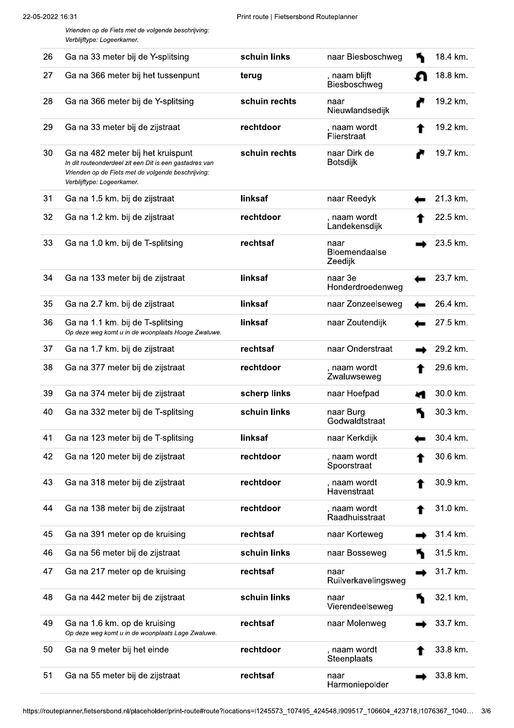*Vrienden op de Fiets met de volgende beschrijving: Verblijftype: Logeerkamer.*

| | | | | | |
|---|---|---|---|---|---|
| 26 | Ga na 33 meter bij de Y-splitsing | **schuin links** | naar Biesboschweg | | 18.4 km. |
| 27 | Ga na 366 meter bij het tussenpunt | **terug** | , naam blijft Biesboschweg | | 18.8 km. |
| 28 | Ga na 366 meter bij de Y-splitsing | **schuin rechts** | naar Nieuwlandsedijk | | 19.2 km. |
| 29 | Ga na 33 meter bij de zijstraat | **rechtdoor** | , naam wordt Flierstraat | | 19.2 km. |
| 30 | Ga na 482 meter bij het kruispunt *In dit routeonderdeel zit een Dit is een gastadres van Vrienden op de Fiets met de volgende beschrijving: Verblijftype: Logeerkamer.* | **schuin rechts** | naar Dirk de Botsdijk | | 19.7 km. |
| 31 | Ga na 1.5 km. bij de zijstraat | **linksaf** | naar Reedyk | | 21.3 km. |
| 32 | Ga na 1.2 km. bij de zijstraat | **rechtdoor** | , naam wordt Landekensdijk | | 22.5 km. |
| 33 | Ga na 1.0 km. bij de T-splitsing | **rechtsaf** | naar Bloemendaalse Zeedijk | | 23.5 km. |
| 34 | Ga na 133 meter bij de zijstraat | **linksaf** | naar 3e Honderdroedenweg | | 23.7 km. |
| 35 | Ga na 2.7 km. bij de zijstraat | **linksaf** | naar Zonzeelseweg | | 26.4 km. |
| 36 | Ga na 1.1 km. bij de T-splitsing *Op deze weg komt u in de woonplaats Hooge Zwaluwe.* | **linksaf** | naar Zoutendijk | | 27.5 km. |
| 37 | Ga na 1.7 km. bij de zijstraat | **rechtsaf** | naar Onderstraat | | 29.2 km. |
| 38 | Ga na 377 meter bij de zijstraat | **rechtdoor** | , naam wordt Zwaluwseweg | | 29.6 km. |
| 39 | Ga na 374 meter bij de zijstraat | **scherp links** | naar Hoefpad | | 30.0 km. |
| 40 | Ga na 332 meter bij de T-splitsing | **schuin links** | naar Burg Godwaldtstraat | | 30.3 km. |
| 41 | Ga na 123 meter bij de T-splitsing | **linksaf** | naar Kerkdijk | | 30.4 km. |
| 42 | Ga na 120 meter bij de zijstraat | **rechtdoor** | , naam wordt Spoorstraat | | 30.6 km. |
| 43 | Ga na 318 meter bij de zijstraat | **rechtdoor** | , naam wordt Havenstraat | | 30.9 km. |
| 44 | Ga na 138 meter bij de zijstraat | **rechtdoor** | , naam wordt Raadhuisstraat | | 31.0 km. |
| 45 | Ga na 391 meter op de kruising | **rechtsaf** | naar Korteweg | | 31.4 km. |
| 46 | Ga na 56 meter bij de zijstraat | **schuin links** | naar Bosseweg | | 31.5 km. |
| 47 | Ga na 217 meter op de kruising | **rechtsaf** | naar Ruilverkavelingsweg | | 31.7 km. |
| 48 | Ga na 442 meter bij de zijstraat | **schuin links** | naar Vierendeelseweg | | 32.1 km. |
| 49 | Ga na 1.6 km. op de kruising *Op deze weg komt u in de woonplaats Lage Zwaluwe.* | **rechtsaf** | naar Molenweg | | 33.7 km. |
| 50 | Ga na 9 meter bij het einde | **rechtdoor** | , naam wordt Steenplaats | | 33.8 km. |
| 51 | Ga na 55 meter bij de zijstraat | **rechtsaf** | naar Harmoniepolder | | 33.8 km. |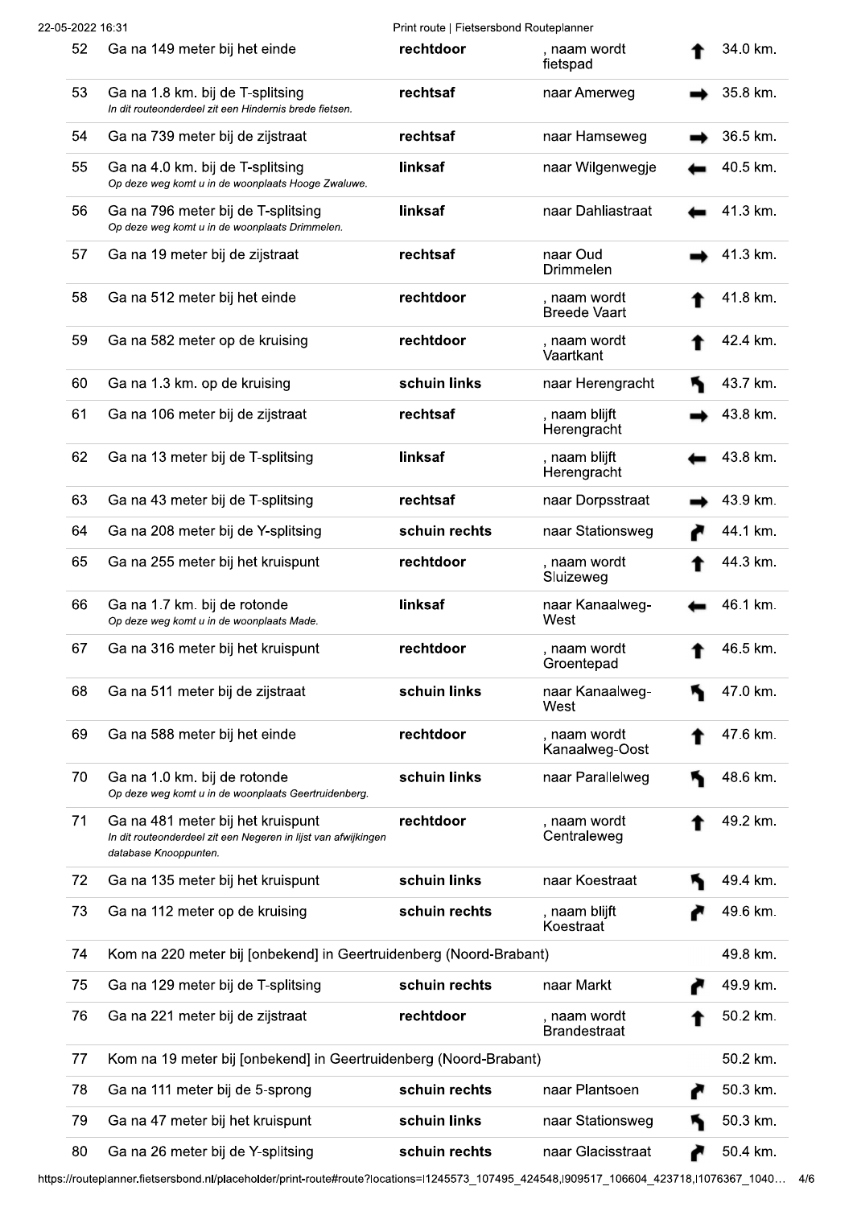| | | | | | |
|---|---|---|---|---|---|
| 52 | Ga na 149 meter bij het einde | **rechtdoor** | , naam wordt fietspad | ↑ | 34.0 km. |
| 53 | Ga na 1.8 km. bij de T-splitsing<br>*In dit routeonderdeel zit een Hindernis brede fietsen.* | **rechtsaf** | naar Amerweg | → | 35.8 km. |
| 54 | Ga na 739 meter bij de zijstraat | **rechtsaf** | naar Hamseweg | → | 36.5 km. |
| 55 | Ga na 4.0 km. bij de T-splitsing<br>*Op deze weg komt u in de woonplaats Hooge Zwaluwe.* | **linksaf** | naar Wilgenwegje | ← | 40.5 km. |
| 56 | Ga na 796 meter bij de T-splitsing<br>*Op deze weg komt u in de woonplaats Drimmelen.* | **linksaf** | naar Dahliastraat | ← | 41.3 km. |
| 57 | Ga na 19 meter bij de zijstraat | **rechtsaf** | naar Oud Drimmelen | → | 41.3 km. |
| 58 | Ga na 512 meter bij het einde | **rechtdoor** | , naam wordt Breede Vaart | ↑ | 41.8 km. |
| 59 | Ga na 582 meter op de kruising | **rechtdoor** | , naam wordt Vaartkant | ↑ | 42.4 km. |
| 60 | Ga na 1.3 km. op de kruising | **schuin links** | naar Herengracht | ↖ | 43.7 km. |
| 61 | Ga na 106 meter bij de zijstraat | **rechtsaf** | , naam blijft Herengracht | → | 43.8 km. |
| 62 | Ga na 13 meter bij de T-splitsing | **linksaf** | , naam blijft Herengracht | ← | 43.8 km. |
| 63 | Ga na 43 meter bij de T-splitsing | **rechtsaf** | naar Dorpsstraat | → | 43.9 km. |
| 64 | Ga na 208 meter bij de Y-splitsing | **schuin rechts** | naar Stationsweg | ↗ | 44.1 km. |
| 65 | Ga na 255 meter bij het kruispunt | **rechtdoor** | , naam wordt Sluizeweg | ↑ | 44.3 km. |
| 66 | Ga na 1.7 km. bij de rotonde<br>*Op deze weg komt u in de woonplaats Made.* | **linksaf** | naar Kanaalweg-West | ← | 46.1 km. |
| 67 | Ga na 316 meter bij het kruispunt | **rechtdoor** | , naam wordt Groentepad | ↑ | 46.5 km. |
| 68 | Ga na 511 meter bij de zijstraat | **schuin links** | naar Kanaalweg-West | ↖ | 47.0 km. |
| 69 | Ga na 588 meter bij het einde | **rechtdoor** | , naam wordt Kanaalweg-Oost | ↑ | 47.6 km. |
| 70 | Ga na 1.0 km. bij de rotonde<br>*Op deze weg komt u in de woonplaats Geertruidenberg.* | **schuin links** | naar Parallelweg | ↖ | 48.6 km. |
| 71 | Ga na 481 meter bij het kruispunt<br>*In dit routeonderdeel zit een Negeren in lijst van afwijkingen database Knooppunten.* | **rechtdoor** | , naam wordt Centraleweg | ↑ | 49.2 km. |
| 72 | Ga na 135 meter bij het kruispunt | **schuin links** | naar Koestraat | ↖ | 49.4 km. |
| 73 | Ga na 112 meter op de kruising | **schuin rechts** | , naam blijft Koestraat | ↗ | 49.6 km. |
| 74 | Kom na 220 meter bij [onbekend] in Geertruidenberg (Noord-Brabant) | | | | 49.8 km. |
| 75 | Ga na 129 meter bij de T-splitsing | **schuin rechts** | naar Markt | ↗ | 49.9 km. |
| 76 | Ga na 221 meter bij de zijstraat | **rechtdoor** | , naam wordt Brandestraat | ↑ | 50.2 km. |
| 77 | Kom na 19 meter bij [onbekend] in Geertruidenberg (Noord-Brabant) | | | | 50.2 km. |
| 78 | Ga na 111 meter bij de 5-sprong | **schuin rechts** | naar Plantsoen | ↗ | 50.3 km. |
| 79 | Ga na 47 meter bij het kruispunt | **schuin links** | naar Stationsweg | ↖ | 50.3 km. |
| 80 | Ga na 26 meter bij de Y-splitsing | **schuin rechts** | naar Glacisstraat | ↗ | 50.4 km. |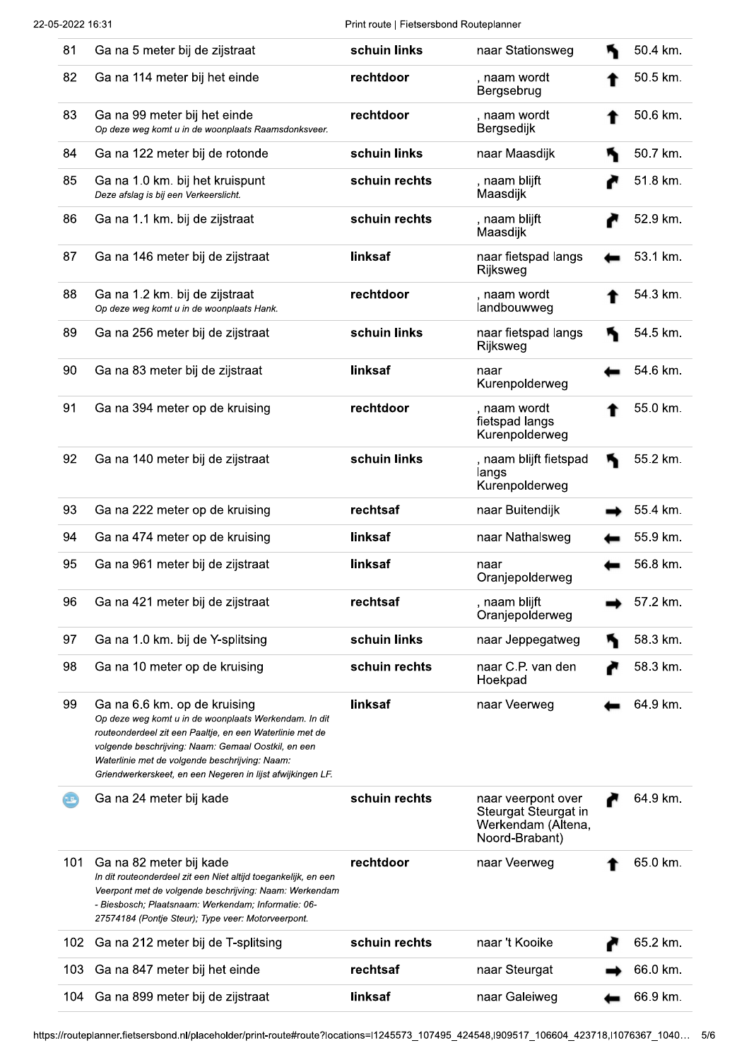| | | | | | |
|---|---|---|---|---|---|
| 81 | Ga na 5 meter bij de zijstraat | **schuin links** | naar Stationsweg | ↰ | 50.4 km. |
| 82 | Ga na 114 meter bij het einde | **rechtdoor** | , naam wordt Bergsebrug | ↑ | 50.5 km. |
| 83 | Ga na 99 meter bij het einde<br>*Op deze weg komt u in de woonplaats Raamsdonksveer.* | **rechtdoor** | , naam wordt Bergsedijk | ↑ | 50.6 km. |
| 84 | Ga na 122 meter bij de rotonde | **schuin links** | naar Maasdijk | ↰ | 50.7 km. |
| 85 | Ga na 1.0 km. bij het kruispunt<br>*Deze afslag is bij een Verkeerslicht.* | **schuin rechts** | , naam blijft Maasdijk | ↱ | 51.8 km. |
| 86 | Ga na 1.1 km. bij de zijstraat | **schuin rechts** | , naam blijft Maasdijk | ↱ | 52.9 km. |
| 87 | Ga na 146 meter bij de zijstraat | **linksaf** | naar fietspad langs Rijksweg | ← | 53.1 km. |
| 88 | Ga na 1.2 km. bij de zijstraat<br>*Op deze weg komt u in de woonplaats Hank.* | **rechtdoor** | , naam wordt landbouwweg | ↑ | 54.3 km. |
| 89 | Ga na 256 meter bij de zijstraat | **schuin links** | naar fietspad langs Rijksweg | ↰ | 54.5 km. |
| 90 | Ga na 83 meter bij de zijstraat | **linksaf** | naar Kurenpolderweg | ← | 54.6 km. |
| 91 | Ga na 394 meter op de kruising | **rechtdoor** | , naam wordt fietspad langs Kurenpolderweg | ↑ | 55.0 km. |
| 92 | Ga na 140 meter bij de zijstraat | **schuin links** | , naam blijft fietspad langs Kurenpolderweg | ↰ | 55.2 km. |
| 93 | Ga na 222 meter op de kruising | **rechtsaf** | naar Buitendijk | → | 55.4 km. |
| 94 | Ga na 474 meter op de kruising | **linksaf** | naar Nathalsweg | ← | 55.9 km. |
| 95 | Ga na 961 meter bij de zijstraat | **linksaf** | naar Oranjepolderweg | ← | 56.8 km. |
| 96 | Ga na 421 meter bij de zijstraat | **rechtsaf** | , naam blijft Oranjepolderweg | → | 57.2 km. |
| 97 | Ga na 1.0 km. bij de Y-splitsing | **schuin links** | naar Jeppegatweg | ↰ | 58.3 km. |
| 98 | Ga na 10 meter op de kruising | **schuin rechts** | naar C.P. van den Hoekpad | ↱ | 58.3 km. |
| 99 | Ga na 6.6 km. op de kruising<br>*Op deze weg komt u in de woonplaats Werkendam. In dit routeonderdeel zit een Paaltje, en een Waterlinie met de volgende beschrijving: Naam: Gemaal Oostkil, en een Waterlinie met de volgende beschrijving: Naam: Griendwerkerskeet, en een Negeren in lijst afwijkingen LF.* | **linksaf** | naar Veerweg | ← | 64.9 km. |
| ⛴ | Ga na 24 meter bij kade | **schuin rechts** | naar veerpont over Steurgat Steurgat in Werkendam (Altena, Noord-Brabant) | ↱ | 64.9 km. |
| 101 | Ga na 82 meter bij kade<br>*In dit routeonderdeel zit een Niet altijd toegankelijk, en een Veerpont met de volgende beschrijving: Naam: Werkendam - Biesbosch; Plaatsnaam: Werkendam; Informatie: 06-27574184 (Pontje Steur); Type veer: Motorveerpont.* | **rechtdoor** | naar Veerweg | ↑ | 65.0 km. |
| 102 | Ga na 212 meter bij de T-splitsing | **schuin rechts** | naar 't Kooike | ↱ | 65.2 km. |
| 103 | Ga na 847 meter bij het einde | **rechtsaf** | naar Steurgat | → | 66.0 km. |
| 104 | Ga na 899 meter bij de zijstraat | **linksaf** | naar Galeiweg | ← | 66.9 km. |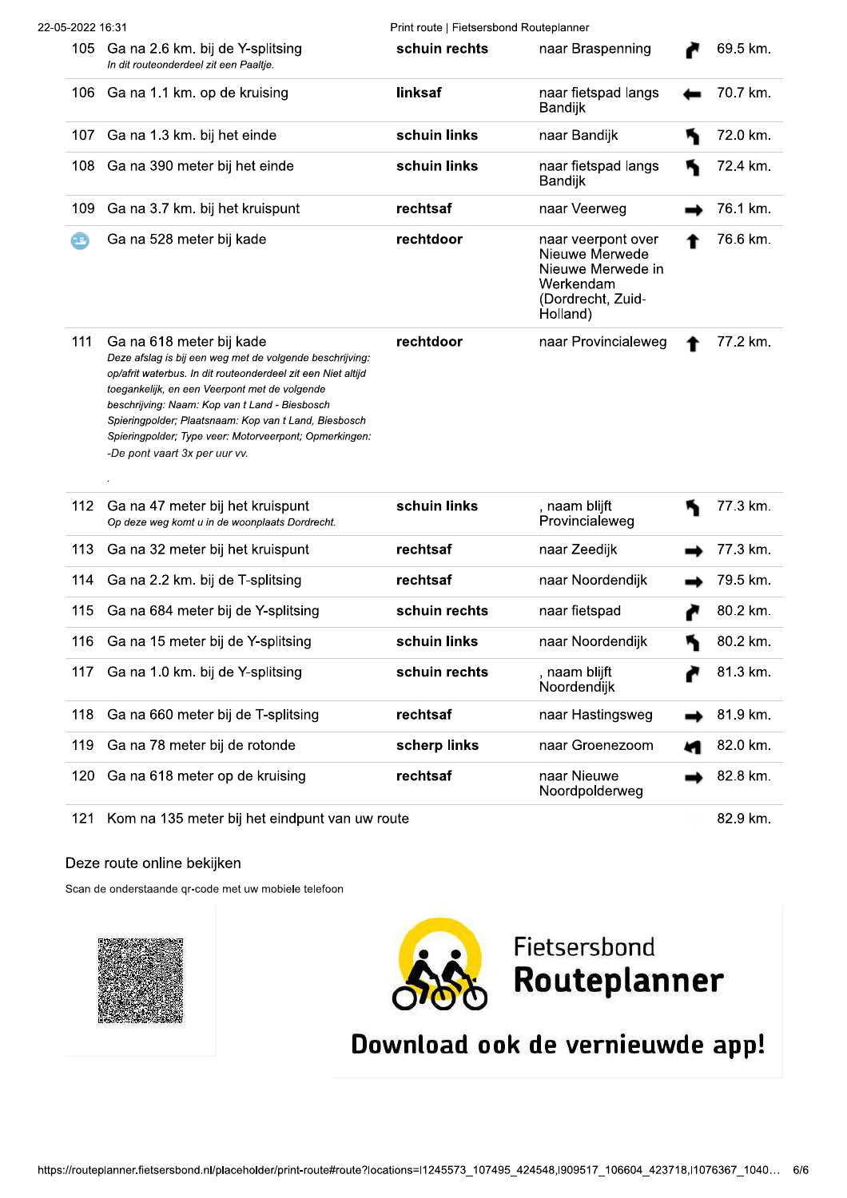| | | | | |
|---|---|---|---|---|
| 105 | Ga na 2.6 km. bij de Y-splitsing<br>*In dit routeonderdeel zit een Paaltje.* | **schuin rechts** | naar Braspenning | 69.5 km. |
| 106 | Ga na 1.1 km. op de kruising | **linksaf** | naar fietspad langs Bandijk | 70.7 km. |
| 107 | Ga na 1.3 km. bij het einde | **schuin links** | naar Bandijk | 72.0 km. |
| 108 | Ga na 390 meter bij het einde | **schuin links** | naar fietspad langs Bandijk | 72.4 km. |
| 109 | Ga na 3.7 km. bij het kruispunt | **rechtsaf** | naar Veerweg | 76.1 km. |
| | Ga na 528 meter bij kade | **rechtdoor** | naar veerpont over Nieuwe Merwede Nieuwe Merwede in Werkendam (Dordrecht, Zuid-Holland) | 76.6 km. |
| 111 | Ga na 618 meter bij kade<br>*Deze afslag is bij een weg met de volgende beschrijving: op/afrit waterbus. In dit routeonderdeel zit een Niet altijd toegankelijk, en een Veerpont met de volgende beschrijving: Naam: Kop van t Land - Biesbosch Spieringpolder; Plaatsnaam: Kop van t Land, Biesbosch Spieringpolder; Type veer: Motorveerpont; Opmerkingen: -De pont vaart 3x per uur vv.*<br>. | **rechtdoor** | naar Provincialeweg | 77.2 km. |
| 112 | Ga na 47 meter bij het kruispunt<br>*Op deze weg komt u in de woonplaats Dordrecht.* | **schuin links** | , naam blijft Provincialeweg | 77.3 km. |
| 113 | Ga na 32 meter bij het kruispunt | **rechtsaf** | naar Zeedijk | 77.3 km. |
| 114 | Ga na 2.2 km. bij de T-splitsing | **rechtsaf** | naar Noordendijk | 79.5 km. |
| 115 | Ga na 684 meter bij de Y-splitsing | **schuin rechts** | naar fietspad | 80.2 km. |
| 116 | Ga na 15 meter bij de Y-splitsing | **schuin links** | naar Noordendijk | 80.2 km. |
| 117 | Ga na 1.0 km. bij de Y-splitsing | **schuin rechts** | , naam blijft Noordendijk | 81.3 km. |
| 118 | Ga na 660 meter bij de T-splitsing | **rechtsaf** | naar Hastingsweg | 81.9 km. |
| 119 | Ga na 78 meter bij de rotonde | **scherp links** | naar Groenezoom | 82.0 km. |
| 120 | Ga na 618 meter op de kruising | **rechtsaf** | naar Nieuwe Noordpolderweg | 82.8 km. |
| 121 | Kom na 135 meter bij het eindpunt van uw route | | | 82.9 km. |

## Deze route online bekijken

Scan de onderstaande qr-code met uw mobiele telefoon

Fietsersbond **Routeplanner**

**Download ook de vernieuwde app!**